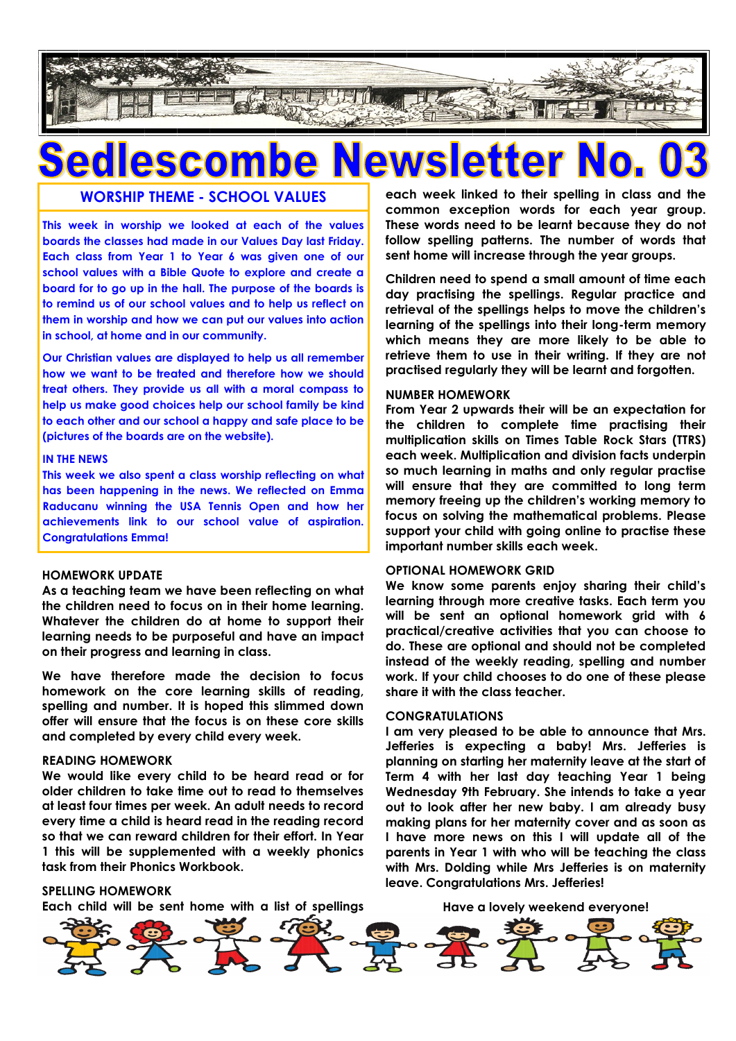# Sedlescombe Newsletter No. 03

## WORSHIP THEME - SCHOOL VALUES

This week in worship we looked at each of the values boards the classes had made in our Values Day last Friday. Each class from Year 1 to Year 6 was given one of our school values with a Bible Quote to explore and create a board for to go up in the hall. The purpose of the boards is to remind us of our school values and to help us reflect on them in worship and how we can put our values into action in school, at home and in our community.

Our Christian values are displayed to help us all remember how we want to be treated and therefore how we should treat others. They provide us all with a moral compass to help us make good choices help our school family be kind to each other and our school a happy and safe place to be (pictures of the boards are on the website).

### IN THE NEWS

This week we also spent a class worship reflecting on what has been happening in the news. We reflected on Emma Raducanu winning the USA Tennis Open and how her achievements link to our school value of aspiration. Congratulations Emma!

### HOMEWORK UPDATE

As a teaching team we have been reflecting on what the children need to focus on in their home learning. Whatever the children do at home to support their learning needs to be purposeful and have an impact on their progress and learning in class.

We have therefore made the decision to focus homework on the core learning skills of reading, spelling and number. It is hoped this slimmed down offer will ensure that the focus is on these core skills and completed by every child every week.

### READING HOMEWORK

We would like every child to be heard read or for older children to take time out to read to themselves at least four times per week. An adult needs to record every time a child is heard read in the reading record so that we can reward children for their effort. In Year 1 this will be supplemented with a weekly phonics task from their Phonics Workbook.

### SPELLING HOMEWORK

Each child will be sent home with a list of spellings each week linked to their spelling in class and the common exception words for each year group. These words need to be learnt because they do not follow spelling patterns. The number of words that sent home will increase through the year groups.

Children need to spend a small amount of time each day practising the spellings. Regular practice and retrieval of the spellings helps to move the children's learning of the spellings into their long-term memory which means they are more likely to be able to retrieve them to use in their writing. If they are not practised regularly they will be learnt and forgotten.

### NUMBER HOMEWORK

From Year 2 upwards their will be an expectation for the children to complete time practising their multiplication skills on Times Table Rock Stars (TTRS) each week. Multiplication and division facts underpin so much learning in maths and only regular practise will ensure that they are committed to long term memory freeing up the children's working memory to focus on solving the mathematical problems. Please support your child with going online to practise these important number skills each week.

### OPTIONAL HOMEWORK GRID

We know some parents enjoy sharing their child's learning through more creative tasks. Each term you will be sent an optional homework grid with 6 practical/creative activities that you can choose to do. These are optional and should not be completed instead of the weekly reading, spelling and number work. If your child chooses to do one of these please share it with the class teacher.

### CONGRATULATIONS

I am very pleased to be able to announce that Mrs. Jefferies is expecting a baby! Mrs. Jefferies is planning on starting her maternity leave at the start of Term 4 with her last day teaching Year 1 being Wednesday 9th February. She intends to take a year out to look after her new baby. I am already busy making plans for her maternity cover and as soon as I have more news on this I will update all of the parents in Year 1 with who will be teaching the class with Mrs. Dolding while Mrs Jefferies is on maternity leave. Congratulations Mrs. Jefferies!

Have a lovely weekend everyone!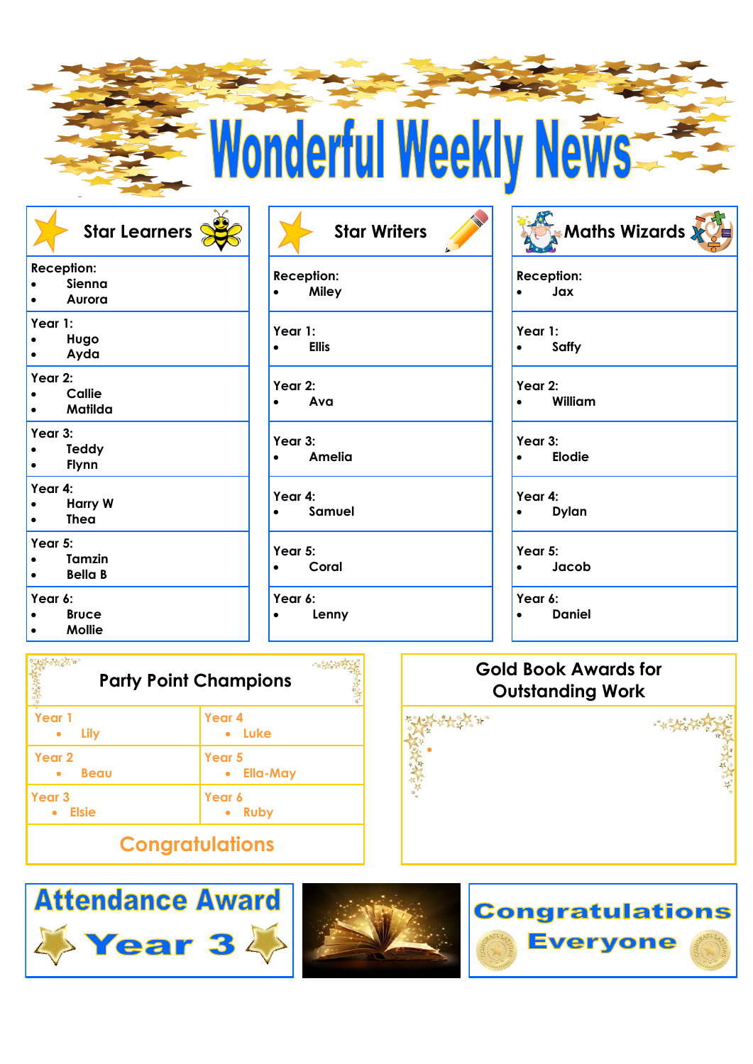# Wonderful Weekly News

## Star Learners

**Reception:**
- Sienna
- Aurora

**Year 1:**
- Hugo
- Ayda

**Year 2:**
- Callie
- Matilda

**Year 3:**
- Teddy
- Flynn

**Year 4:**
- Harry W
- Thea

**Year 5:**
- Tamzin
- Bella B

**Year 6:**
- Bruce
- Mollie

## Star Writers

**Reception:**
- Miley

**Year 1:**
- Ellis

**Year 2:**
- Ava

**Year 3:**
- Amelia

**Year 4:**
- Samuel

**Year 5:**
- Coral

**Year 6:**
- Lenny

## Maths Wizards

**Reception:**
- Jax

**Year 1:**
- Saffy

**Year 2:**
- William

**Year 3:**
- Elodie

**Year 4:**
- Dylan

**Year 5:**
- Jacob

**Year 6:**
- Daniel

## Party Point Champions

| | |
|---|---|
| Year 1<br>• Lily | Year 4<br>• Luke |
| Year 2<br>• Beau | Year 5<br>• Ella-May |
| Year 3<br>• Elsie | Year 6<br>• Ruby |

Congratulations

## Gold Book Awards for Outstanding Work

•

## Attendance Award

Year 3

## Congratulations Everyone